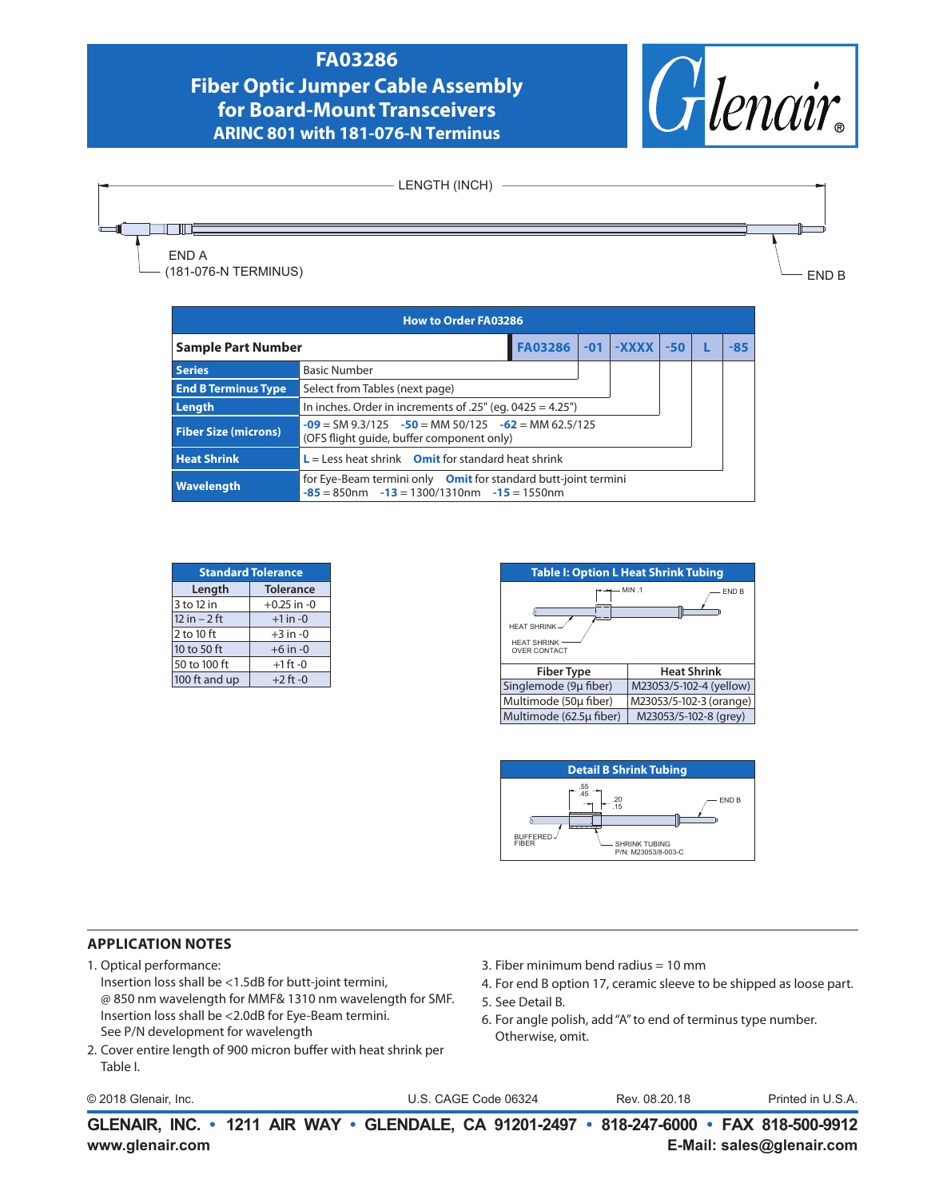# FA03286
## Fiber Optic Jumper Cable Assembly for Board-Mount Transceivers
### ARINC 801 with 181-076-N Terminus

LENGTH (INCH)

END A (181-076-N TERMINUS)

END B

| How to Order FA03286 | | | | | | | |
|---|---|---|---|---|---|---|---|
| **Sample Part Number** | | **FA03286** | **-01** | **-XXXX** | **-50** | **L** | **-85** |
| **Series** | Basic Number | | | | | | |
| **End B Terminus Type** | Select from Tables (next page) | | | | | | |
| **Length** | In inches. Order in increments of .25" (eg. 0425 = 4.25") | | | | | | |
| **Fiber Size (microns)** | **-09** = SM 9.3/125 **-50** = MM 50/125 **-62** = MM 62.5/125 (OFS flight guide, buffer component only) | | | | | | |
| **Heat Shrink** | **L** = Less heat shrink **Omit** for standard heat shrink | | | | | | |
| **Wavelength** | for Eye-Beam termini only **Omit** for standard butt-joint termini **-85** = 850nm **-13** = 1300/1310nm **-15** = 1550nm | | | | | | |

| Standard Tolerance | |
|---|---|
| **Length** | **Tolerance** |
| 3 to 12 in | +0.25 in -0 |
| 12 in – 2 ft | +1 in -0 |
| 2 to 10 ft | +3 in -0 |
| 10 to 50 ft | +6 in -0 |
| 50 to 100 ft | +1 ft -0 |
| 100 ft and up | +2 ft -0 |

**Table I: Option L Heat Shrink Tubing**

MIN .1 · END B · HEAT SHRINK · HEAT SHRINK OVER CONTACT

| Fiber Type | Heat Shrink |
|---|---|
| Singlemode (9µ fiber) | M23053/5-102-4 (yellow) |
| Multimode (50µ fiber) | M23053/5-102-3 (orange) |
| Multimode (62.5µ fiber) | M23053/5-102-8 (grey) |

**Detail B Shrink Tubing**

.55 .45 · .20 .15 · END B · BUFFERED FIBER · SHRINK TUBING P/N: M23053/8-003-C

## APPLICATION NOTES

1. Optical performance:
   Insertion loss shall be <1.5dB for butt-joint termini, @ 850 nm wavelength for MMF& 1310 nm wavelength for SMF.
   Insertion loss shall be <2.0dB for Eye-Beam termini.
   See P/N development for wavelength
2. Cover entire length of 900 micron buffer with heat shrink per Table I.
3. Fiber minimum bend radius = 10 mm
4. For end B option 17, ceramic sleeve to be shipped as loose part.
5. See Detail B.
6. For angle polish, add "A" to end of terminus type number. Otherwise, omit.

© 2018 Glenair, Inc. U.S. CAGE Code 06324 Rev. 08.20.18 Printed in U.S.A.

**GLENAIR, INC. • 1211 AIR WAY • GLENDALE, CA 91201-2497 • 818-247-6000 • FAX 818-500-9912**
**www.glenair.com E-Mail: sales@glenair.com**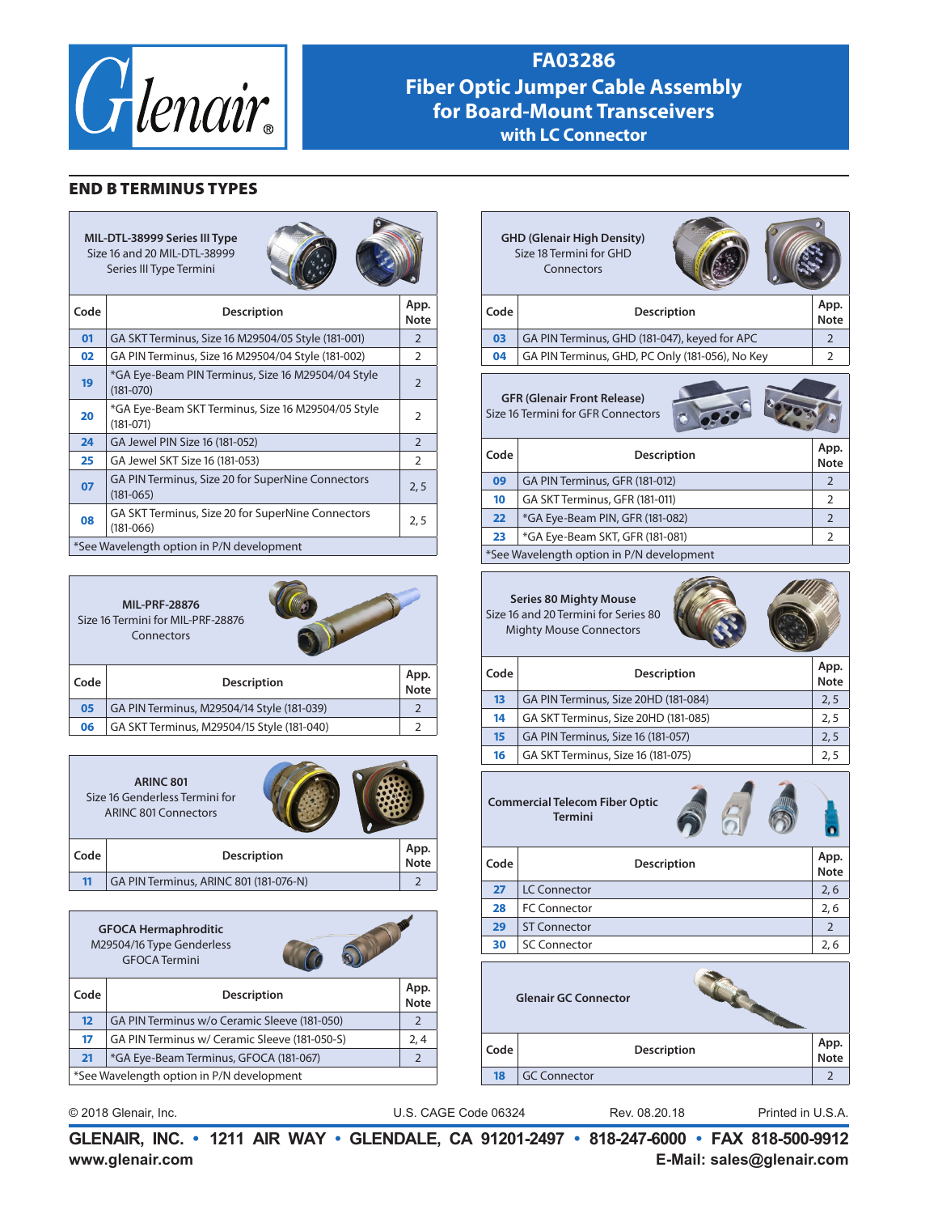# FA03286
# Fiber Optic Jumper Cable Assembly for Board-Mount Transceivers with LC Connector

## END B TERMINUS TYPES

**MIL-DTL-38999 Series III Type**
Size 16 and 20 MIL-DTL-38999 Series III Type Termini

| Code | Description | App. Note |
|---|---|---|
| 01 | GA SKT Terminus, Size 16 M29504/05 Style (181-001) | 2 |
| 02 | GA PIN Terminus, Size 16 M29504/04 Style (181-002) | 2 |
| 19 | *GA Eye-Beam PIN Terminus, Size 16 M29504/04 Style (181-070) | 2 |
| 20 | *GA Eye-Beam SKT Terminus, Size 16 M29504/05 Style (181-071) | 2 |
| 24 | GA Jewel PIN Size 16 (181-052) | 2 |
| 25 | GA Jewel SKT Size 16 (181-053) | 2 |
| 07 | GA PIN Terminus, Size 20 for SuperNine Connectors (181-065) | 2, 5 |
| 08 | GA SKT Terminus, Size 20 for SuperNine Connectors (181-066) | 2, 5 |

*See Wavelength option in P/N development

**MIL-PRF-28876**
Size 16 Termini for MIL-PRF-28876 Connectors

| Code | Description | App. Note |
|---|---|---|
| 05 | GA PIN Terminus, M29504/14 Style (181-039) | 2 |
| 06 | GA SKT Terminus, M29504/15 Style (181-040) | 2 |

**ARINC 801**
Size 16 Genderless Termini for ARINC 801 Connectors

| Code | Description | App. Note |
|---|---|---|
| 11 | GA PIN Terminus, ARINC 801 (181-076-N) | 2 |

**GFOCA Hermaphroditic**
M29504/16 Type Genderless GFOCA Termini

| Code | Description | App. Note |
|---|---|---|
| 12 | GA PIN Terminus w/o Ceramic Sleeve (181-050) | 2 |
| 17 | GA PIN Terminus w/ Ceramic Sleeve (181-050-S) | 2, 4 |
| 21 | *GA Eye-Beam Terminus, GFOCA (181-067) | 2 |

*See Wavelength option in P/N development

**GHD (Glenair High Density)**
Size 18 Termini for GHD Connectors

| Code | Description | App. Note |
|---|---|---|
| 03 | GA PIN Terminus, GHD (181-047), keyed for APC | 2 |
| 04 | GA PIN Terminus, GHD, PC Only (181-056), No Key | 2 |

**GFR (Glenair Front Release)**
Size 16 Termini for GFR Connectors

| Code | Description | App. Note |
|---|---|---|
| 09 | GA PIN Terminus, GFR (181-012) | 2 |
| 10 | GA SKT Terminus, GFR (181-011) | 2 |
| 22 | *GA Eye-Beam PIN, GFR (181-082) | 2 |
| 23 | *GA Eye-Beam SKT, GFR (181-081) | 2 |

*See Wavelength option in P/N development

**Series 80 Mighty Mouse**
Size 16 and 20 Termini for Series 80 Mighty Mouse Connectors

| Code | Description | App. Note |
|---|---|---|
| 13 | GA PIN Terminus, Size 20HD (181-084) | 2, 5 |
| 14 | GA SKT Terminus, Size 20HD (181-085) | 2, 5 |
| 15 | GA PIN Terminus, Size 16 (181-057) | 2, 5 |
| 16 | GA SKT Terminus, Size 16 (181-075) | 2, 5 |

**Commercial Telecom Fiber Optic Termini**

| Code | Description | App. Note |
|---|---|---|
| 27 | LC Connector | 2, 6 |
| 28 | FC Connector | 2, 6 |
| 29 | ST Connector | 2 |
| 30 | SC Connector | 2, 6 |

**Glenair GC Connector**

| Code | Description | App. Note |
|---|---|---|
| 18 | GC Connector | 2 |

© 2018 Glenair, Inc. U.S. CAGE Code 06324 Rev. 08.20.18 Printed in U.S.A.

**GLENAIR, INC. • 1211 AIR WAY • GLENDALE, CA 91201-2497 • 818-247-6000 • FAX 818-500-9912**
**www.glenair.com** **E-Mail: sales@glenair.com**